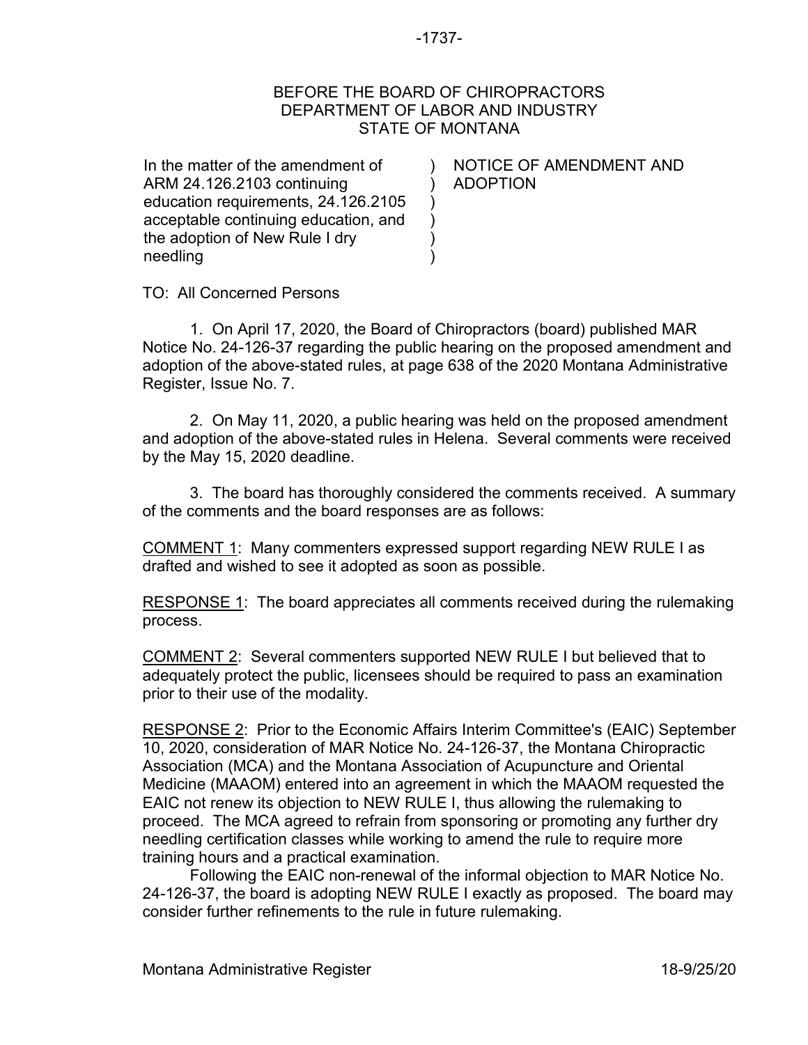BEFORE THE BOARD OF CHIROPRACTORS
DEPARTMENT OF LABOR AND INDUSTRY
STATE OF MONTANA

| | |
|---|---|
| In the matter of the amendment of ARM 24.126.2103 continuing education requirements, 24.126.2105 acceptable continuing education, and the adoption of New Rule I dry needling | NOTICE OF AMENDMENT AND ADOPTION |

TO: All Concerned Persons

1. On April 17, 2020, the Board of Chiropractors (board) published MAR Notice No. 24-126-37 regarding the public hearing on the proposed amendment and adoption of the above-stated rules, at page 638 of the 2020 Montana Administrative Register, Issue No. 7.

2. On May 11, 2020, a public hearing was held on the proposed amendment and adoption of the above-stated rules in Helena. Several comments were received by the May 15, 2020 deadline.

3. The board has thoroughly considered the comments received. A summary of the comments and the board responses are as follows:

<u>COMMENT 1</u>: Many commenters expressed support regarding NEW RULE I as drafted and wished to see it adopted as soon as possible.

<u>RESPONSE 1</u>: The board appreciates all comments received during the rulemaking process.

<u>COMMENT 2</u>: Several commenters supported NEW RULE I but believed that to adequately protect the public, licensees should be required to pass an examination prior to their use of the modality.

<u>RESPONSE 2</u>: Prior to the Economic Affairs Interim Committee's (EAIC) September 10, 2020, consideration of MAR Notice No. 24-126-37, the Montana Chiropractic Association (MCA) and the Montana Association of Acupuncture and Oriental Medicine (MAAOM) entered into an agreement in which the MAAOM requested the EAIC not renew its objection to NEW RULE I, thus allowing the rulemaking to proceed. The MCA agreed to refrain from sponsoring or promoting any further dry needling certification classes while working to amend the rule to require more training hours and a practical examination.

Following the EAIC non-renewal of the informal objection to MAR Notice No. 24-126-37, the board is adopting NEW RULE I exactly as proposed. The board may consider further refinements to the rule in future rulemaking.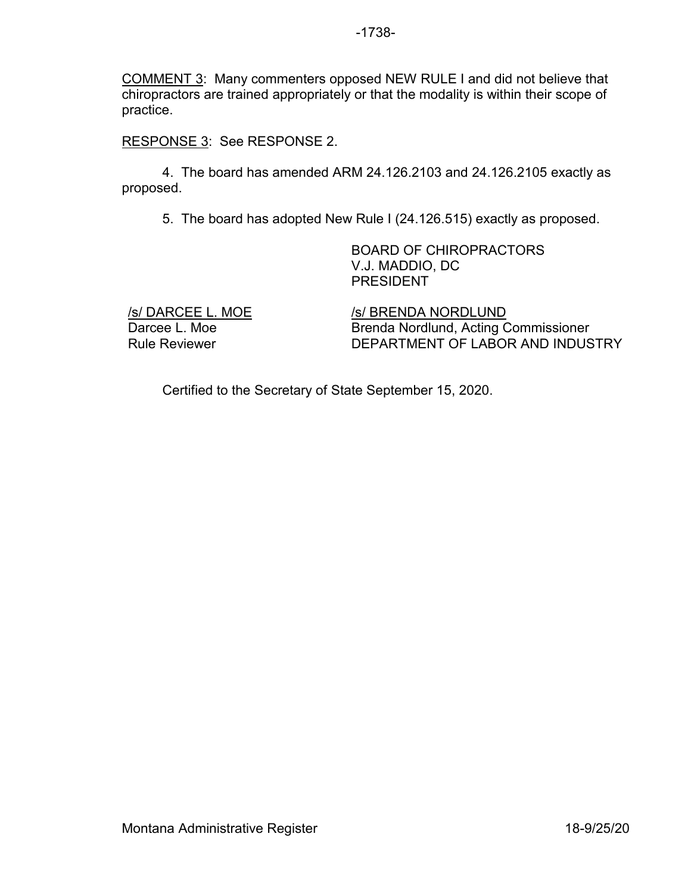COMMENT 3: Many commenters opposed NEW RULE I and did not believe that chiropractors are trained appropriately or that the modality is within their scope of practice.

RESPONSE 3: See RESPONSE 2.

4. The board has amended ARM 24.126.2103 and 24.126.2105 exactly as proposed.

5. The board has adopted New Rule I (24.126.515) exactly as proposed.

BOARD OF CHIROPRACTORS
V.J. MADDIO, DC
PRESIDENT

/s/ DARCEE L. MOE
Darcee L. Moe
Rule Reviewer

/s/ BRENDA NORDLUND
Brenda Nordlund, Acting Commissioner
DEPARTMENT OF LABOR AND INDUSTRY

Certified to the Secretary of State September 15, 2020.